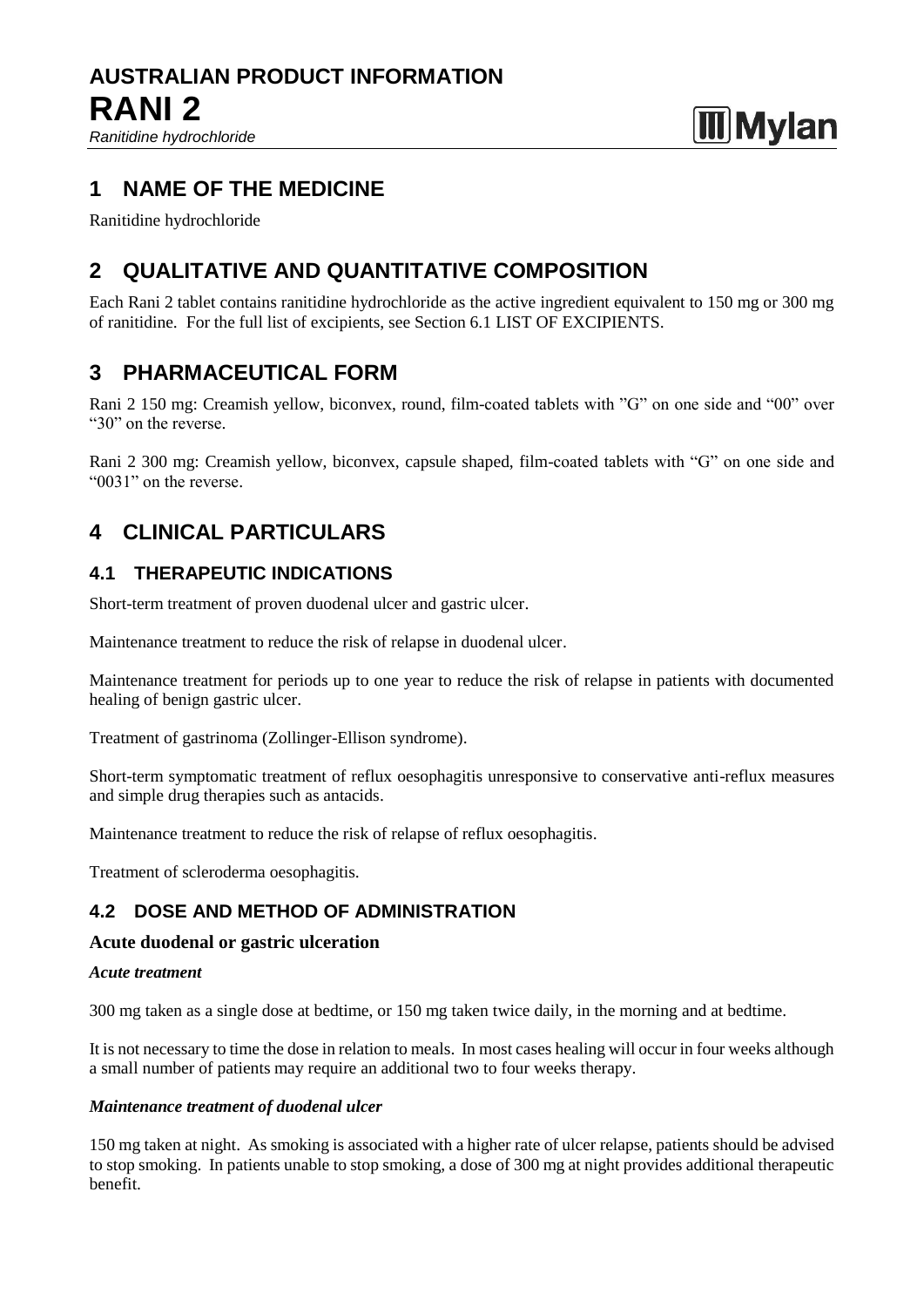# AUSTRALIAN PRODUCT INFORMATION
# RANI 2
*Ranitidine hydrochloride*

## 1 NAME OF THE MEDICINE

Ranitidine hydrochloride

## 2 QUALITATIVE AND QUANTITATIVE COMPOSITION

Each Rani 2 tablet contains ranitidine hydrochloride as the active ingredient equivalent to 150 mg or 300 mg of ranitidine. For the full list of excipients, see Section 6.1 LIST OF EXCIPIENTS.

## 3 PHARMACEUTICAL FORM

Rani 2 150 mg: Creamish yellow, biconvex, round, film-coated tablets with "G" on one side and "00" over "30" on the reverse.

Rani 2 300 mg: Creamish yellow, biconvex, capsule shaped, film-coated tablets with "G" on one side and "0031" on the reverse.

## 4 CLINICAL PARTICULARS

### 4.1 THERAPEUTIC INDICATIONS

Short-term treatment of proven duodenal ulcer and gastric ulcer.

Maintenance treatment to reduce the risk of relapse in duodenal ulcer.

Maintenance treatment for periods up to one year to reduce the risk of relapse in patients with documented healing of benign gastric ulcer.

Treatment of gastrinoma (Zollinger-Ellison syndrome).

Short-term symptomatic treatment of reflux oesophagitis unresponsive to conservative anti-reflux measures and simple drug therapies such as antacids.

Maintenance treatment to reduce the risk of relapse of reflux oesophagitis.

Treatment of scleroderma oesophagitis.

### 4.2 DOSE AND METHOD OF ADMINISTRATION

**Acute duodenal or gastric ulceration**

***Acute treatment***

300 mg taken as a single dose at bedtime, or 150 mg taken twice daily, in the morning and at bedtime.

It is not necessary to time the dose in relation to meals. In most cases healing will occur in four weeks although a small number of patients may require an additional two to four weeks therapy.

***Maintenance treatment of duodenal ulcer***

150 mg taken at night. As smoking is associated with a higher rate of ulcer relapse, patients should be advised to stop smoking. In patients unable to stop smoking, a dose of 300 mg at night provides additional therapeutic benefit.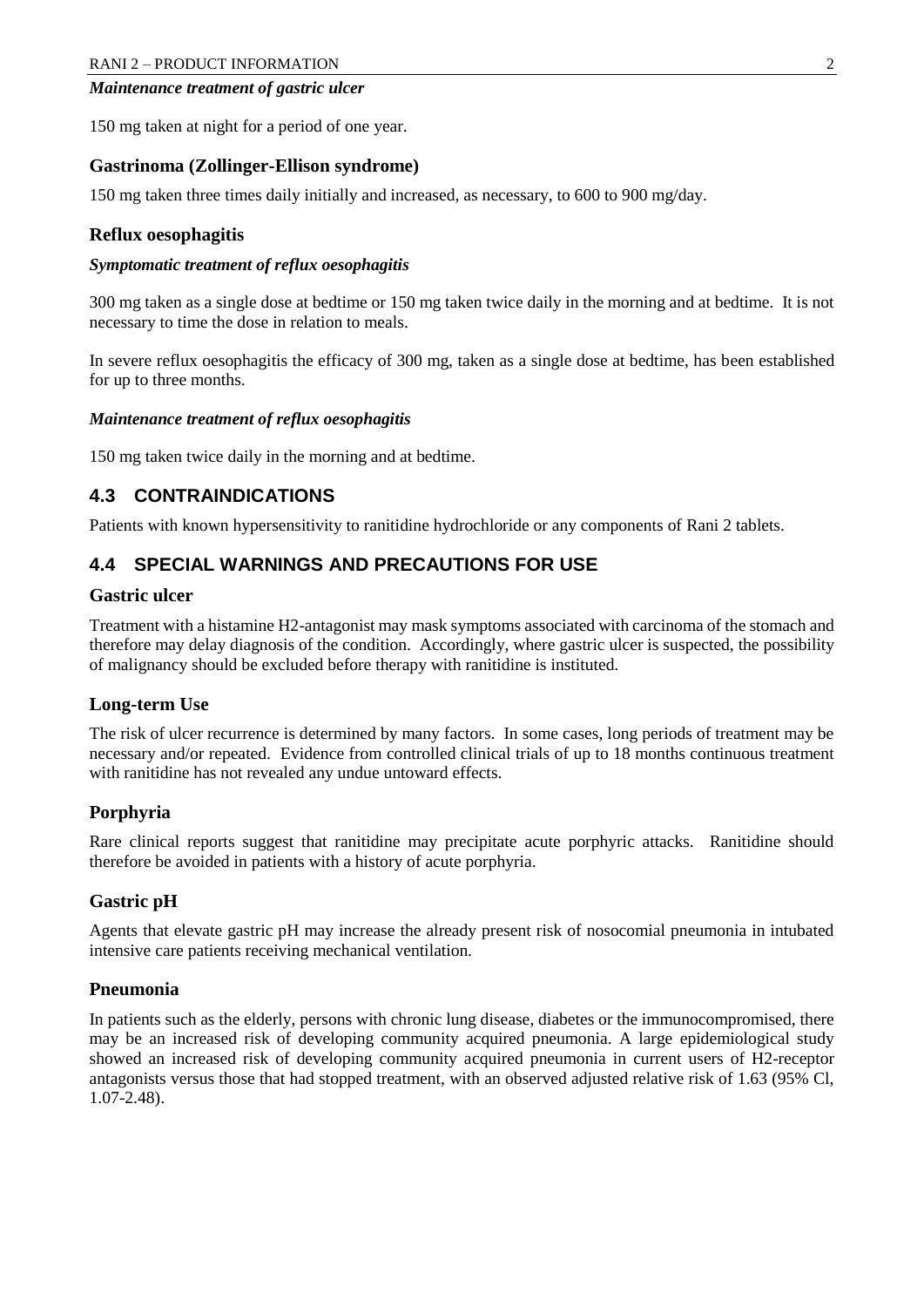#### *Maintenance treatment of gastric ulcer*

150 mg taken at night for a period of one year.

### Gastrinoma (Zollinger-Ellison syndrome)

150 mg taken three times daily initially and increased, as necessary, to 600 to 900 mg/day.

### Reflux oesophagitis

#### *Symptomatic treatment of reflux oesophagitis*

300 mg taken as a single dose at bedtime or 150 mg taken twice daily in the morning and at bedtime. It is not necessary to time the dose in relation to meals.

In severe reflux oesophagitis the efficacy of 300 mg, taken as a single dose at bedtime, has been established for up to three months.

#### *Maintenance treatment of reflux oesophagitis*

150 mg taken twice daily in the morning and at bedtime.

## 4.3 CONTRAINDICATIONS

Patients with known hypersensitivity to ranitidine hydrochloride or any components of Rani 2 tablets.

## 4.4 SPECIAL WARNINGS AND PRECAUTIONS FOR USE

### Gastric ulcer

Treatment with a histamine H2-antagonist may mask symptoms associated with carcinoma of the stomach and therefore may delay diagnosis of the condition. Accordingly, where gastric ulcer is suspected, the possibility of malignancy should be excluded before therapy with ranitidine is instituted.

### Long-term Use

The risk of ulcer recurrence is determined by many factors. In some cases, long periods of treatment may be necessary and/or repeated. Evidence from controlled clinical trials of up to 18 months continuous treatment with ranitidine has not revealed any undue untoward effects.

### Porphyria

Rare clinical reports suggest that ranitidine may precipitate acute porphyric attacks. Ranitidine should therefore be avoided in patients with a history of acute porphyria.

### Gastric pH

Agents that elevate gastric pH may increase the already present risk of nosocomial pneumonia in intubated intensive care patients receiving mechanical ventilation.

### Pneumonia

In patients such as the elderly, persons with chronic lung disease, diabetes or the immunocompromised, there may be an increased risk of developing community acquired pneumonia. A large epidemiological study showed an increased risk of developing community acquired pneumonia in current users of H2-receptor antagonists versus those that had stopped treatment, with an observed adjusted relative risk of 1.63 (95% Cl, 1.07-2.48).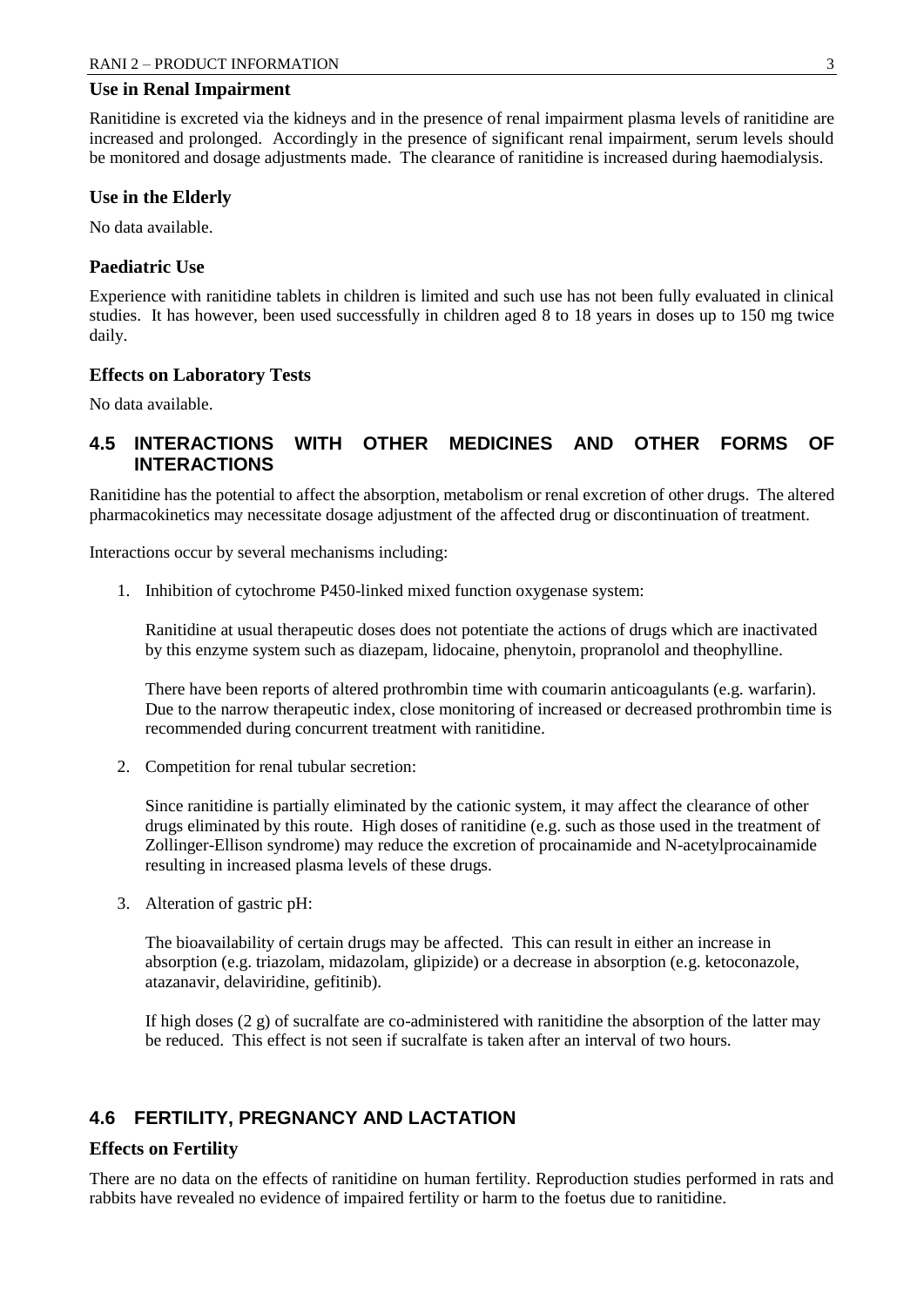### Use in Renal Impairment

Ranitidine is excreted via the kidneys and in the presence of renal impairment plasma levels of ranitidine are increased and prolonged. Accordingly in the presence of significant renal impairment, serum levels should be monitored and dosage adjustments made. The clearance of ranitidine is increased during haemodialysis.

### Use in the Elderly

No data available.

### Paediatric Use

Experience with ranitidine tablets in children is limited and such use has not been fully evaluated in clinical studies. It has however, been used successfully in children aged 8 to 18 years in doses up to 150 mg twice daily.

### Effects on Laboratory Tests

No data available.

## 4.5 INTERACTIONS WITH OTHER MEDICINES AND OTHER FORMS OF INTERACTIONS

Ranitidine has the potential to affect the absorption, metabolism or renal excretion of other drugs. The altered pharmacokinetics may necessitate dosage adjustment of the affected drug or discontinuation of treatment.

Interactions occur by several mechanisms including:

1. Inhibition of cytochrome P450-linked mixed function oxygenase system:

   Ranitidine at usual therapeutic doses does not potentiate the actions of drugs which are inactivated by this enzyme system such as diazepam, lidocaine, phenytoin, propranolol and theophylline.

   There have been reports of altered prothrombin time with coumarin anticoagulants (e.g. warfarin). Due to the narrow therapeutic index, close monitoring of increased or decreased prothrombin time is recommended during concurrent treatment with ranitidine.

2. Competition for renal tubular secretion:

   Since ranitidine is partially eliminated by the cationic system, it may affect the clearance of other drugs eliminated by this route. High doses of ranitidine (e.g. such as those used in the treatment of Zollinger-Ellison syndrome) may reduce the excretion of procainamide and N-acetylprocainamide resulting in increased plasma levels of these drugs.

3. Alteration of gastric pH:

   The bioavailability of certain drugs may be affected. This can result in either an increase in absorption (e.g. triazolam, midazolam, glipizide) or a decrease in absorption (e.g. ketoconazole, atazanavir, delaviridine, gefitinib).

   If high doses (2 g) of sucralfate are co-administered with ranitidine the absorption of the latter may be reduced. This effect is not seen if sucralfate is taken after an interval of two hours.

## 4.6 FERTILITY, PREGNANCY AND LACTATION

### Effects on Fertility

There are no data on the effects of ranitidine on human fertility. Reproduction studies performed in rats and rabbits have revealed no evidence of impaired fertility or harm to the foetus due to ranitidine.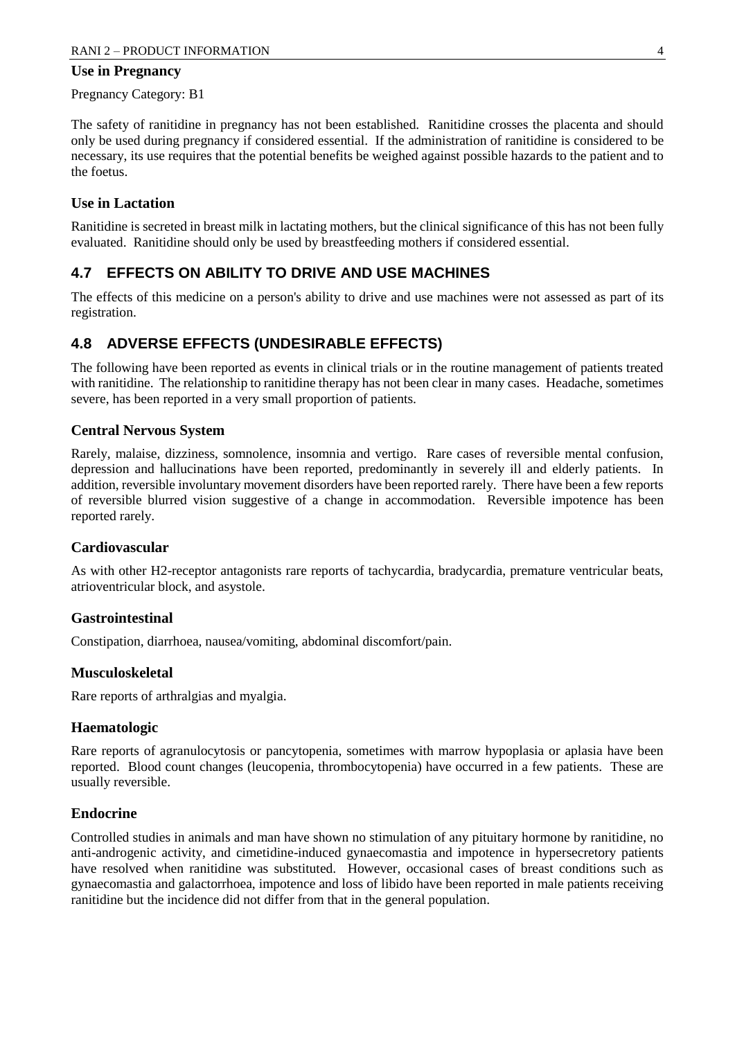### Use in Pregnancy

Pregnancy Category: B1

The safety of ranitidine in pregnancy has not been established. Ranitidine crosses the placenta and should only be used during pregnancy if considered essential. If the administration of ranitidine is considered to be necessary, its use requires that the potential benefits be weighed against possible hazards to the patient and to the foetus.

### Use in Lactation

Ranitidine is secreted in breast milk in lactating mothers, but the clinical significance of this has not been fully evaluated. Ranitidine should only be used by breastfeeding mothers if considered essential.

## 4.7 EFFECTS ON ABILITY TO DRIVE AND USE MACHINES

The effects of this medicine on a person's ability to drive and use machines were not assessed as part of its registration.

## 4.8 ADVERSE EFFECTS (UNDESIRABLE EFFECTS)

The following have been reported as events in clinical trials or in the routine management of patients treated with ranitidine. The relationship to ranitidine therapy has not been clear in many cases. Headache, sometimes severe, has been reported in a very small proportion of patients.

### Central Nervous System

Rarely, malaise, dizziness, somnolence, insomnia and vertigo. Rare cases of reversible mental confusion, depression and hallucinations have been reported, predominantly in severely ill and elderly patients. In addition, reversible involuntary movement disorders have been reported rarely. There have been a few reports of reversible blurred vision suggestive of a change in accommodation. Reversible impotence has been reported rarely.

### Cardiovascular

As with other H2-receptor antagonists rare reports of tachycardia, bradycardia, premature ventricular beats, atrioventricular block, and asystole.

### Gastrointestinal

Constipation, diarrhoea, nausea/vomiting, abdominal discomfort/pain.

### Musculoskeletal

Rare reports of arthralgias and myalgia.

### Haematologic

Rare reports of agranulocytosis or pancytopenia, sometimes with marrow hypoplasia or aplasia have been reported. Blood count changes (leucopenia, thrombocytopenia) have occurred in a few patients. These are usually reversible.

### Endocrine

Controlled studies in animals and man have shown no stimulation of any pituitary hormone by ranitidine, no anti-androgenic activity, and cimetidine-induced gynaecomastia and impotence in hypersecretory patients have resolved when ranitidine was substituted. However, occasional cases of breast conditions such as gynaecomastia and galactorrhoea, impotence and loss of libido have been reported in male patients receiving ranitidine but the incidence did not differ from that in the general population.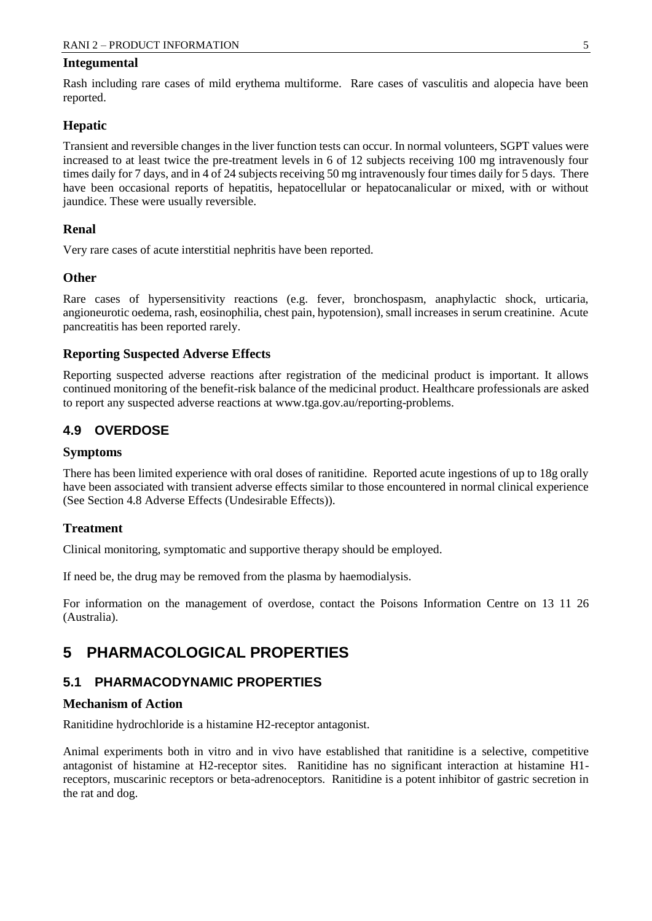### Integumental

Rash including rare cases of mild erythema multiforme. Rare cases of vasculitis and alopecia have been reported.

### Hepatic

Transient and reversible changes in the liver function tests can occur. In normal volunteers, SGPT values were increased to at least twice the pre-treatment levels in 6 of 12 subjects receiving 100 mg intravenously four times daily for 7 days, and in 4 of 24 subjects receiving 50 mg intravenously four times daily for 5 days. There have been occasional reports of hepatitis, hepatocellular or hepatocanalicular or mixed, with or without jaundice. These were usually reversible.

### Renal

Very rare cases of acute interstitial nephritis have been reported.

### Other

Rare cases of hypersensitivity reactions (e.g. fever, bronchospasm, anaphylactic shock, urticaria, angioneurotic oedema, rash, eosinophilia, chest pain, hypotension), small increases in serum creatinine. Acute pancreatitis has been reported rarely.

### Reporting Suspected Adverse Effects

Reporting suspected adverse reactions after registration of the medicinal product is important. It allows continued monitoring of the benefit-risk balance of the medicinal product. Healthcare professionals are asked to report any suspected adverse reactions at www.tga.gov.au/reporting-problems.

## 4.9 OVERDOSE

### Symptoms

There has been limited experience with oral doses of ranitidine. Reported acute ingestions of up to 18g orally have been associated with transient adverse effects similar to those encountered in normal clinical experience (See Section 4.8 Adverse Effects (Undesirable Effects)).

### Treatment

Clinical monitoring, symptomatic and supportive therapy should be employed.

If need be, the drug may be removed from the plasma by haemodialysis.

For information on the management of overdose, contact the Poisons Information Centre on 13 11 26 (Australia).

# 5 PHARMACOLOGICAL PROPERTIES

## 5.1 PHARMACODYNAMIC PROPERTIES

### Mechanism of Action

Ranitidine hydrochloride is a histamine H2-receptor antagonist.

Animal experiments both in vitro and in vivo have established that ranitidine is a selective, competitive antagonist of histamine at H2-receptor sites. Ranitidine has no significant interaction at histamine H1-receptors, muscarinic receptors or beta-adrenoceptors. Ranitidine is a potent inhibitor of gastric secretion in the rat and dog.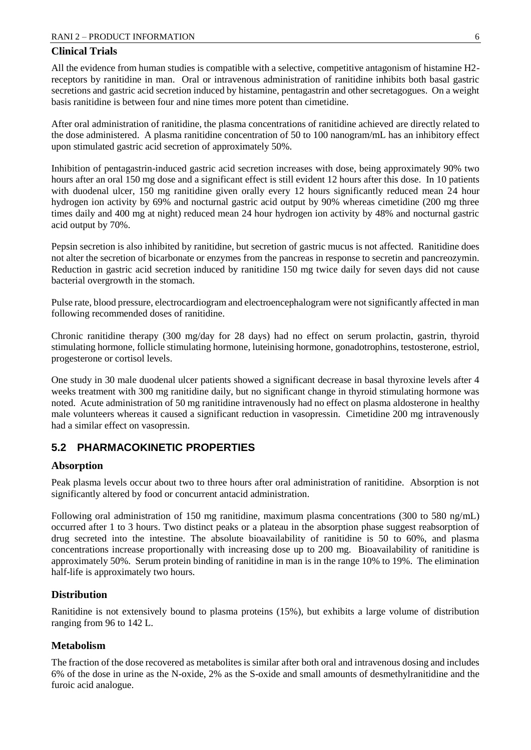### Clinical Trials

All the evidence from human studies is compatible with a selective, competitive antagonism of histamine H2-receptors by ranitidine in man. Oral or intravenous administration of ranitidine inhibits both basal gastric secretions and gastric acid secretion induced by histamine, pentagastrin and other secretagogues. On a weight basis ranitidine is between four and nine times more potent than cimetidine.

After oral administration of ranitidine, the plasma concentrations of ranitidine achieved are directly related to the dose administered. A plasma ranitidine concentration of 50 to 100 nanogram/mL has an inhibitory effect upon stimulated gastric acid secretion of approximately 50%.

Inhibition of pentagastrin-induced gastric acid secretion increases with dose, being approximately 90% two hours after an oral 150 mg dose and a significant effect is still evident 12 hours after this dose. In 10 patients with duodenal ulcer, 150 mg ranitidine given orally every 12 hours significantly reduced mean 24 hour hydrogen ion activity by 69% and nocturnal gastric acid output by 90% whereas cimetidine (200 mg three times daily and 400 mg at night) reduced mean 24 hour hydrogen ion activity by 48% and nocturnal gastric acid output by 70%.

Pepsin secretion is also inhibited by ranitidine, but secretion of gastric mucus is not affected. Ranitidine does not alter the secretion of bicarbonate or enzymes from the pancreas in response to secretin and pancreozymin. Reduction in gastric acid secretion induced by ranitidine 150 mg twice daily for seven days did not cause bacterial overgrowth in the stomach.

Pulse rate, blood pressure, electrocardiogram and electroencephalogram were not significantly affected in man following recommended doses of ranitidine.

Chronic ranitidine therapy (300 mg/day for 28 days) had no effect on serum prolactin, gastrin, thyroid stimulating hormone, follicle stimulating hormone, luteinising hormone, gonadotrophins, testosterone, estriol, progesterone or cortisol levels.

One study in 30 male duodenal ulcer patients showed a significant decrease in basal thyroxine levels after 4 weeks treatment with 300 mg ranitidine daily, but no significant change in thyroid stimulating hormone was noted. Acute administration of 50 mg ranitidine intravenously had no effect on plasma aldosterone in healthy male volunteers whereas it caused a significant reduction in vasopressin. Cimetidine 200 mg intravenously had a similar effect on vasopressin.

## 5.2 PHARMACOKINETIC PROPERTIES

### Absorption

Peak plasma levels occur about two to three hours after oral administration of ranitidine. Absorption is not significantly altered by food or concurrent antacid administration.

Following oral administration of 150 mg ranitidine, maximum plasma concentrations (300 to 580 ng/mL) occurred after 1 to 3 hours. Two distinct peaks or a plateau in the absorption phase suggest reabsorption of drug secreted into the intestine. The absolute bioavailability of ranitidine is 50 to 60%, and plasma concentrations increase proportionally with increasing dose up to 200 mg. Bioavailability of ranitidine is approximately 50%. Serum protein binding of ranitidine in man is in the range 10% to 19%. The elimination half-life is approximately two hours.

### Distribution

Ranitidine is not extensively bound to plasma proteins (15%), but exhibits a large volume of distribution ranging from 96 to 142 L.

### Metabolism

The fraction of the dose recovered as metabolites is similar after both oral and intravenous dosing and includes 6% of the dose in urine as the N-oxide, 2% as the S-oxide and small amounts of desmethylranitidine and the furoic acid analogue.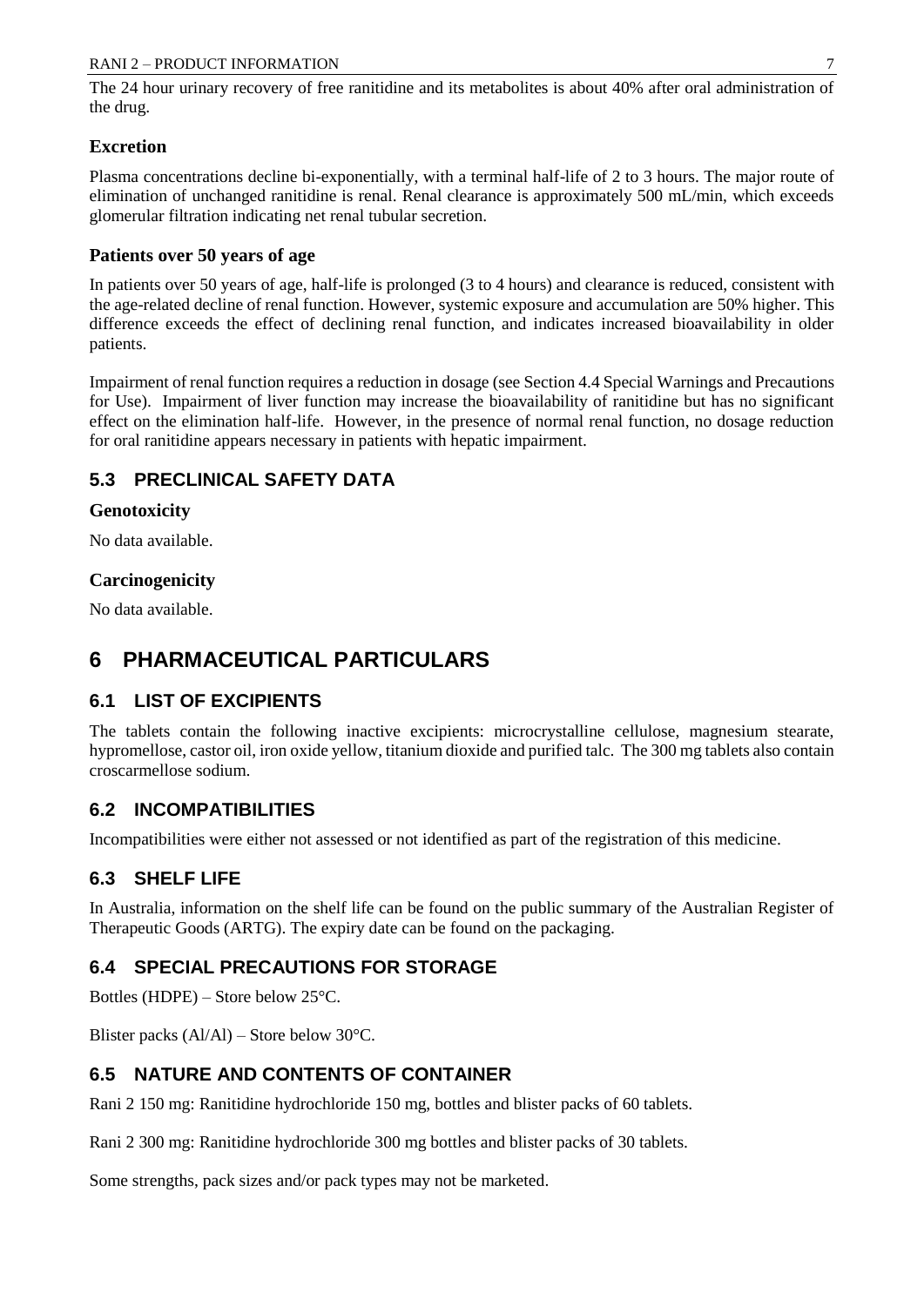The 24 hour urinary recovery of free ranitidine and its metabolites is about 40% after oral administration of the drug.

### Excretion

Plasma concentrations decline bi-exponentially, with a terminal half-life of 2 to 3 hours. The major route of elimination of unchanged ranitidine is renal. Renal clearance is approximately 500 mL/min, which exceeds glomerular filtration indicating net renal tubular secretion.

### Patients over 50 years of age

In patients over 50 years of age, half-life is prolonged (3 to 4 hours) and clearance is reduced, consistent with the age-related decline of renal function. However, systemic exposure and accumulation are 50% higher. This difference exceeds the effect of declining renal function, and indicates increased bioavailability in older patients.

Impairment of renal function requires a reduction in dosage (see Section 4.4 Special Warnings and Precautions for Use). Impairment of liver function may increase the bioavailability of ranitidine but has no significant effect on the elimination half-life. However, in the presence of normal renal function, no dosage reduction for oral ranitidine appears necessary in patients with hepatic impairment.

## 5.3 PRECLINICAL SAFETY DATA

### Genotoxicity

No data available.

### Carcinogenicity

No data available.

# 6 PHARMACEUTICAL PARTICULARS

## 6.1 LIST OF EXCIPIENTS

The tablets contain the following inactive excipients: microcrystalline cellulose, magnesium stearate, hypromellose, castor oil, iron oxide yellow, titanium dioxide and purified talc. The 300 mg tablets also contain croscarmellose sodium.

## 6.2 INCOMPATIBILITIES

Incompatibilities were either not assessed or not identified as part of the registration of this medicine.

## 6.3 SHELF LIFE

In Australia, information on the shelf life can be found on the public summary of the Australian Register of Therapeutic Goods (ARTG). The expiry date can be found on the packaging.

## 6.4 SPECIAL PRECAUTIONS FOR STORAGE

Bottles (HDPE) – Store below 25°C.

Blister packs (Al/Al) – Store below 30°C.

## 6.5 NATURE AND CONTENTS OF CONTAINER

Rani 2 150 mg: Ranitidine hydrochloride 150 mg, bottles and blister packs of 60 tablets.

Rani 2 300 mg: Ranitidine hydrochloride 300 mg bottles and blister packs of 30 tablets.

Some strengths, pack sizes and/or pack types may not be marketed.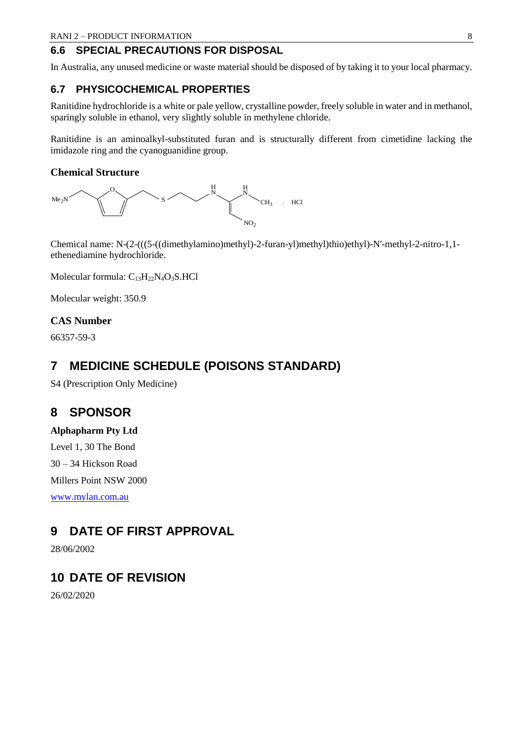### 6.6 SPECIAL PRECAUTIONS FOR DISPOSAL

In Australia, any unused medicine or waste material should be disposed of by taking it to your local pharmacy.

### 6.7 PHYSICOCHEMICAL PROPERTIES

Ranitidine hydrochloride is a white or pale yellow, crystalline powder, freely soluble in water and in methanol, sparingly soluble in ethanol, very slightly soluble in methylene chloride.

Ranitidine is an aminoalkyl-substituted furan and is structurally different from cimetidine lacking the imidazole ring and the cyanoguanidine group.

**Chemical Structure**

Chemical name: N-(2-(((5-((dimethylamino)methyl)-2-furan-yl)methyl)thio)ethyl)-N'-methyl-2-nitro-1,1-ethenediamine hydrochloride.

Molecular formula: $C_{13}H_{22}N_4O_3S.HCl$

Molecular weight: 350.9

**CAS Number**

66357-59-3

## 7 MEDICINE SCHEDULE (POISONS STANDARD)

S4 (Prescription Only Medicine)

## 8 SPONSOR

**Alphapharm Pty Ltd**

Level 1, 30 The Bond

30 – 34 Hickson Road

Millers Point NSW 2000

www.mylan.com.au

## 9 DATE OF FIRST APPROVAL

28/06/2002

## 10 DATE OF REVISION

26/02/2020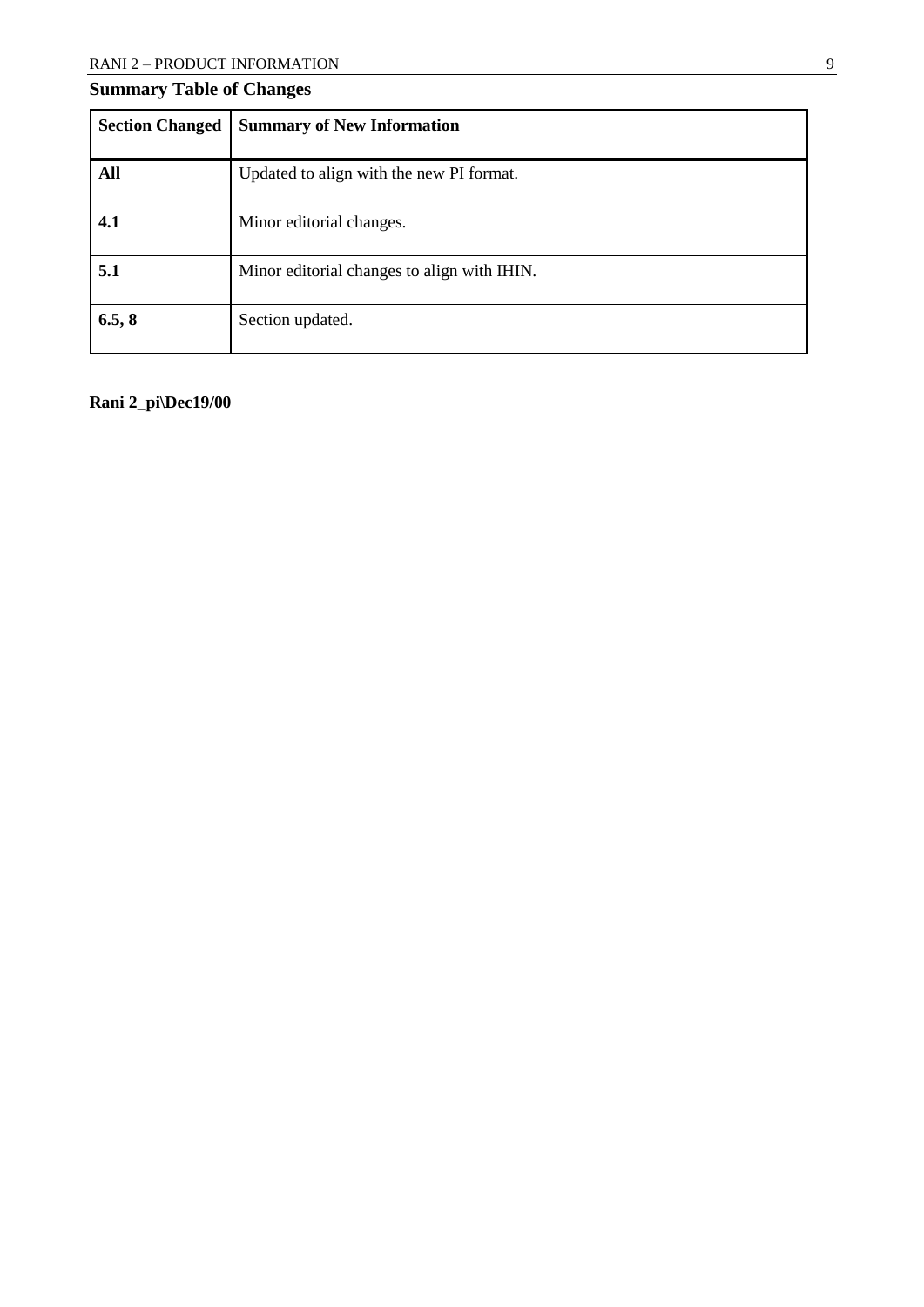## Summary Table of Changes

| Section Changed | Summary of New Information |
|---|---|
| **All** | Updated to align with the new PI format. |
| **4.1** | Minor editorial changes. |
| **5.1** | Minor editorial changes to align with IHIN. |
| **6.5, 8** | Section updated. |

**Rani 2_pi\Dec19/00**